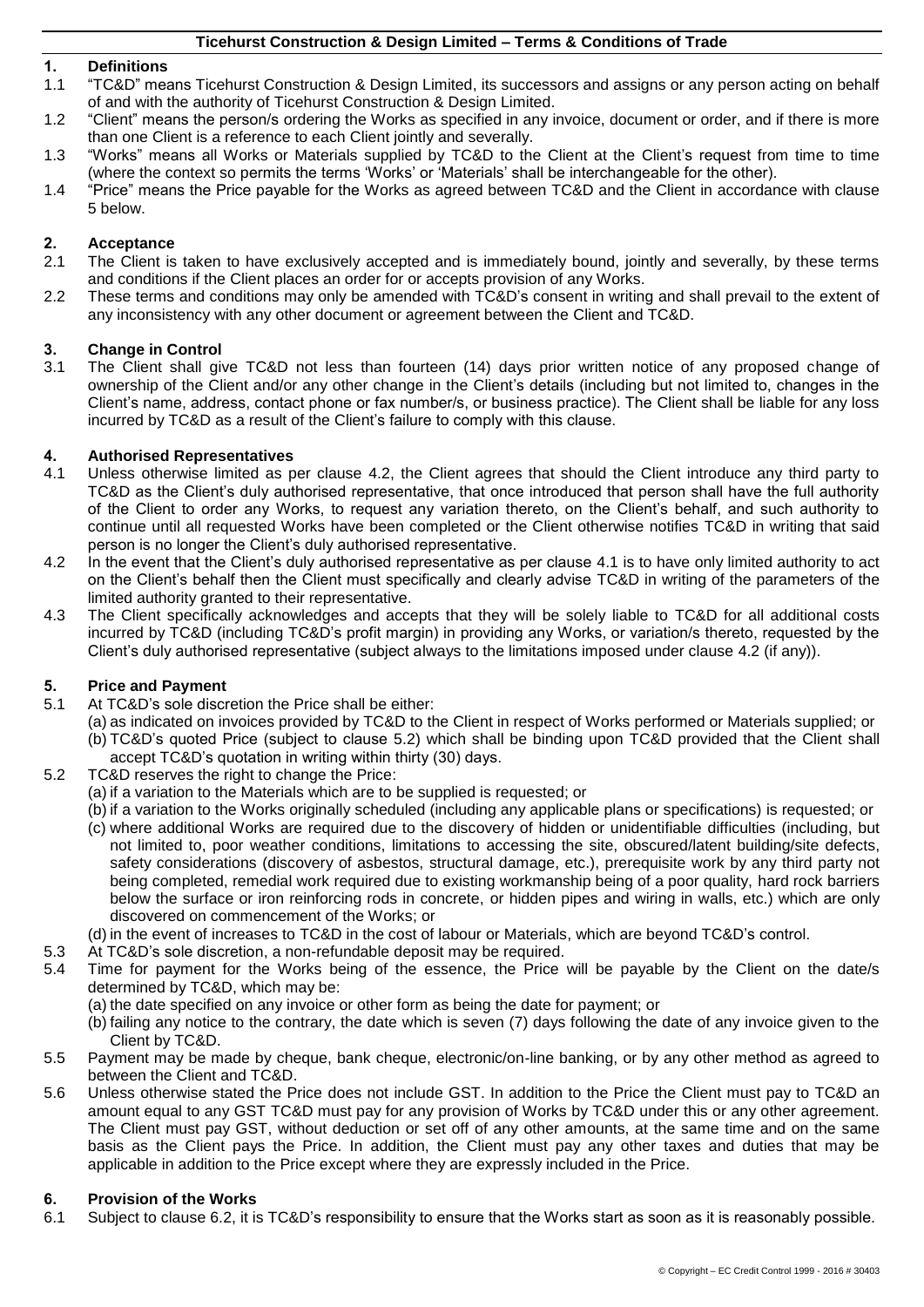# Ticehurst Construction & Design Limited – Terms & Conditions of Trade

## 1. Definitions

1.1 "TC&D" means Ticehurst Construction & Design Limited, its successors and assigns or any person acting on behalf of and with the authority of Ticehurst Construction & Design Limited.

1.2 "Client" means the person/s ordering the Works as specified in any invoice, document or order, and if there is more than one Client is a reference to each Client jointly and severally.

1.3 "Works" means all Works or Materials supplied by TC&D to the Client at the Client's request from time to time (where the context so permits the terms 'Works' or 'Materials' shall be interchangeable for the other).

1.4 "Price" means the Price payable for the Works as agreed between TC&D and the Client in accordance with clause 5 below.

## 2. Acceptance

2.1 The Client is taken to have exclusively accepted and is immediately bound, jointly and severally, by these terms and conditions if the Client places an order for or accepts provision of any Works.

2.2 These terms and conditions may only be amended with TC&D's consent in writing and shall prevail to the extent of any inconsistency with any other document or agreement between the Client and TC&D.

## 3. Change in Control

3.1 The Client shall give TC&D not less than fourteen (14) days prior written notice of any proposed change of ownership of the Client and/or any other change in the Client's details (including but not limited to, changes in the Client's name, address, contact phone or fax number/s, or business practice). The Client shall be liable for any loss incurred by TC&D as a result of the Client's failure to comply with this clause.

## 4. Authorised Representatives

4.1 Unless otherwise limited as per clause 4.2, the Client agrees that should the Client introduce any third party to TC&D as the Client's duly authorised representative, that once introduced that person shall have the full authority of the Client to order any Works, to request any variation thereto, on the Client's behalf, and such authority to continue until all requested Works have been completed or the Client otherwise notifies TC&D in writing that said person is no longer the Client's duly authorised representative.

4.2 In the event that the Client's duly authorised representative as per clause 4.1 is to have only limited authority to act on the Client's behalf then the Client must specifically and clearly advise TC&D in writing of the parameters of the limited authority granted to their representative.

4.3 The Client specifically acknowledges and accepts that they will be solely liable to TC&D for all additional costs incurred by TC&D (including TC&D's profit margin) in providing any Works, or variation/s thereto, requested by the Client's duly authorised representative (subject always to the limitations imposed under clause 4.2 (if any)).

## 5. Price and Payment

5.1 At TC&D's sole discretion the Price shall be either:

(a) as indicated on invoices provided by TC&D to the Client in respect of Works performed or Materials supplied; or

(b) TC&D's quoted Price (subject to clause 5.2) which shall be binding upon TC&D provided that the Client shall accept TC&D's quotation in writing within thirty (30) days.

5.2 TC&D reserves the right to change the Price:

(a) if a variation to the Materials which are to be supplied is requested; or

(b) if a variation to the Works originally scheduled (including any applicable plans or specifications) is requested; or

(c) where additional Works are required due to the discovery of hidden or unidentifiable difficulties (including, but not limited to, poor weather conditions, limitations to accessing the site, obscured/latent building/site defects, safety considerations (discovery of asbestos, structural damage, etc.), prerequisite work by any third party not being completed, remedial work required due to existing workmanship being of a poor quality, hard rock barriers below the surface or iron reinforcing rods in concrete, or hidden pipes and wiring in walls, etc.) which are only discovered on commencement of the Works; or

(d) in the event of increases to TC&D in the cost of labour or Materials, which are beyond TC&D's control.

5.3 At TC&D's sole discretion, a non-refundable deposit may be required.

5.4 Time for payment for the Works being of the essence, the Price will be payable by the Client on the date/s determined by TC&D, which may be:

(a) the date specified on any invoice or other form as being the date for payment; or

(b) failing any notice to the contrary, the date which is seven (7) days following the date of any invoice given to the Client by TC&D.

5.5 Payment may be made by cheque, bank cheque, electronic/on-line banking, or by any other method as agreed to between the Client and TC&D.

5.6 Unless otherwise stated the Price does not include GST. In addition to the Price the Client must pay to TC&D an amount equal to any GST TC&D must pay for any provision of Works by TC&D under this or any other agreement. The Client must pay GST, without deduction or set off of any other amounts, at the same time and on the same basis as the Client pays the Price. In addition, the Client must pay any other taxes and duties that may be applicable in addition to the Price except where they are expressly included in the Price.

## 6. Provision of the Works

6.1 Subject to clause 6.2, it is TC&D's responsibility to ensure that the Works start as soon as it is reasonably possible.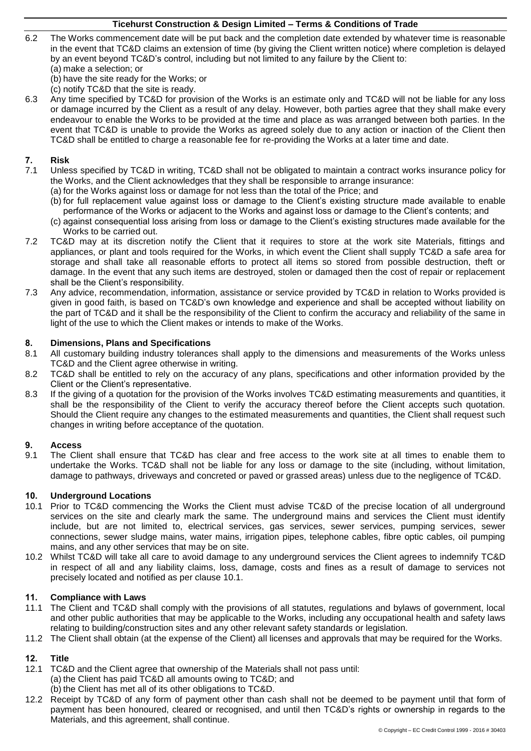6.2 The Works commencement date will be put back and the completion date extended by whatever time is reasonable in the event that TC&D claims an extension of time (by giving the Client written notice) where completion is delayed by an event beyond TC&D's control, including but not limited to any failure by the Client to:
(a) make a selection; or
(b) have the site ready for the Works; or
(c) notify TC&D that the site is ready.

6.3 Any time specified by TC&D for provision of the Works is an estimate only and TC&D will not be liable for any loss or damage incurred by the Client as a result of any delay. However, both parties agree that they shall make every endeavour to enable the Works to be provided at the time and place as was arranged between both parties. In the event that TC&D is unable to provide the Works as agreed solely due to any action or inaction of the Client then TC&D shall be entitled to charge a reasonable fee for re-providing the Works at a later time and date.

## 7. Risk

7.1 Unless specified by TC&D in writing, TC&D shall not be obligated to maintain a contract works insurance policy for the Works, and the Client acknowledges that they shall be responsible to arrange insurance:
(a) for the Works against loss or damage for not less than the total of the Price; and
(b) for full replacement value against loss or damage to the Client's existing structure made available to enable performance of the Works or adjacent to the Works and against loss or damage to the Client's contents; and
(c) against consequential loss arising from loss or damage to the Client's existing structures made available for the Works to be carried out.

7.2 TC&D may at its discretion notify the Client that it requires to store at the work site Materials, fittings and appliances, or plant and tools required for the Works, in which event the Client shall supply TC&D a safe area for storage and shall take all reasonable efforts to protect all items so stored from possible destruction, theft or damage. In the event that any such items are destroyed, stolen or damaged then the cost of repair or replacement shall be the Client's responsibility.

7.3 Any advice, recommendation, information, assistance or service provided by TC&D in relation to Works provided is given in good faith, is based on TC&D's own knowledge and experience and shall be accepted without liability on the part of TC&D and it shall be the responsibility of the Client to confirm the accuracy and reliability of the same in light of the use to which the Client makes or intends to make of the Works.

## 8. Dimensions, Plans and Specifications

8.1 All customary building industry tolerances shall apply to the dimensions and measurements of the Works unless TC&D and the Client agree otherwise in writing.

8.2 TC&D shall be entitled to rely on the accuracy of any plans, specifications and other information provided by the Client or the Client's representative.

8.3 If the giving of a quotation for the provision of the Works involves TC&D estimating measurements and quantities, it shall be the responsibility of the Client to verify the accuracy thereof before the Client accepts such quotation. Should the Client require any changes to the estimated measurements and quantities, the Client shall request such changes in writing before acceptance of the quotation.

## 9. Access

9.1 The Client shall ensure that TC&D has clear and free access to the work site at all times to enable them to undertake the Works. TC&D shall not be liable for any loss or damage to the site (including, without limitation, damage to pathways, driveways and concreted or paved or grassed areas) unless due to the negligence of TC&D.

## 10. Underground Locations

10.1 Prior to TC&D commencing the Works the Client must advise TC&D of the precise location of all underground services on the site and clearly mark the same. The underground mains and services the Client must identify include, but are not limited to, electrical services, gas services, sewer services, pumping services, sewer connections, sewer sludge mains, water mains, irrigation pipes, telephone cables, fibre optic cables, oil pumping mains, and any other services that may be on site.

10.2 Whilst TC&D will take all care to avoid damage to any underground services the Client agrees to indemnify TC&D in respect of all and any liability claims, loss, damage, costs and fines as a result of damage to services not precisely located and notified as per clause 10.1.

## 11. Compliance with Laws

11.1 The Client and TC&D shall comply with the provisions of all statutes, regulations and bylaws of government, local and other public authorities that may be applicable to the Works, including any occupational health and safety laws relating to building/construction sites and any other relevant safety standards or legislation.

11.2 The Client shall obtain (at the expense of the Client) all licenses and approvals that may be required for the Works.

## 12. Title

12.1 TC&D and the Client agree that ownership of the Materials shall not pass until:
(a) the Client has paid TC&D all amounts owing to TC&D; and
(b) the Client has met all of its other obligations to TC&D.

12.2 Receipt by TC&D of any form of payment other than cash shall not be deemed to be payment until that form of payment has been honoured, cleared or recognised, and until then TC&D's rights or ownership in regards to the Materials, and this agreement, shall continue.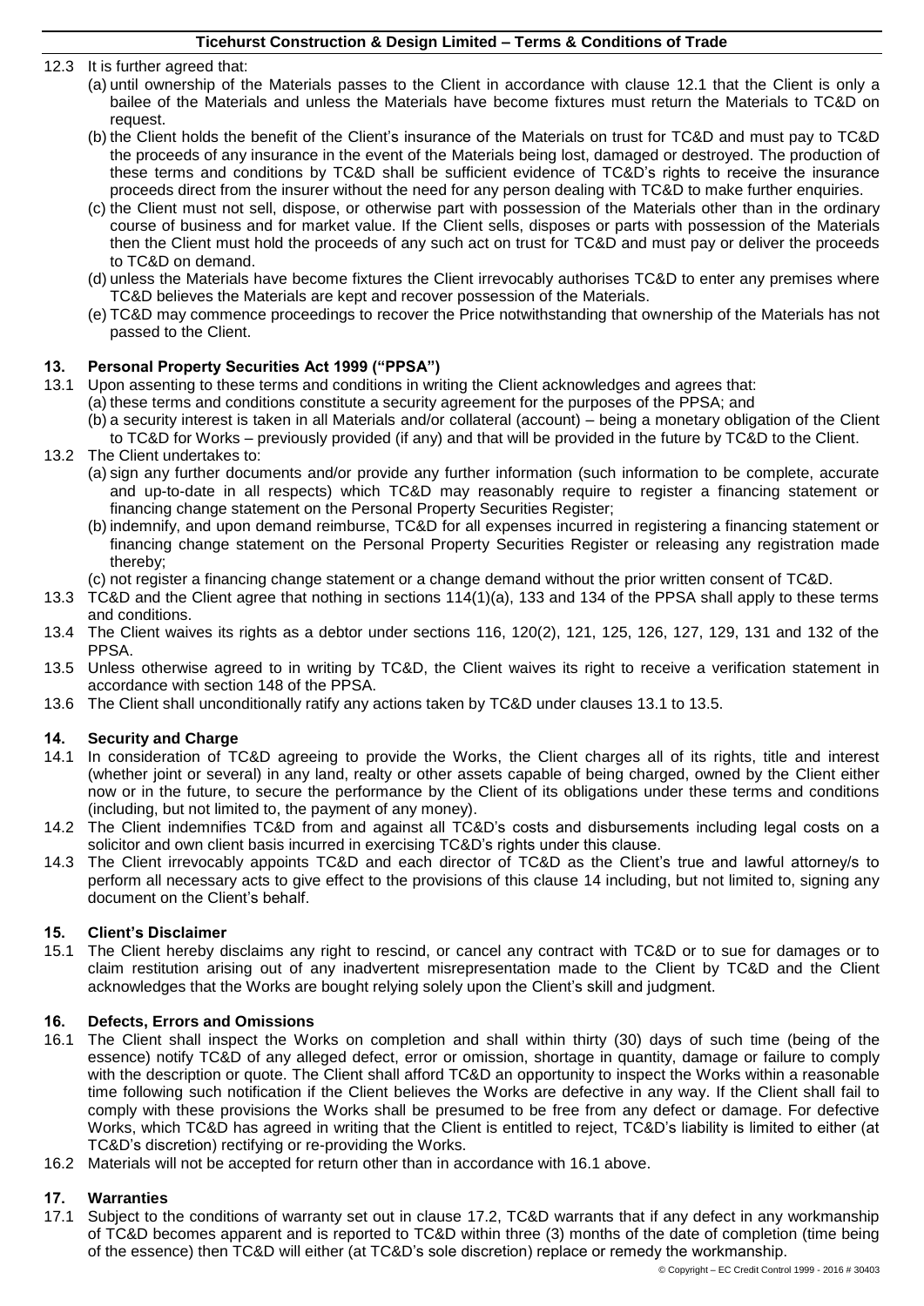12.3 It is further agreed that:

(a) until ownership of the Materials passes to the Client in accordance with clause 12.1 that the Client is only a bailee of the Materials and unless the Materials have become fixtures must return the Materials to TC&D on request.

(b) the Client holds the benefit of the Client's insurance of the Materials on trust for TC&D and must pay to TC&D the proceeds of any insurance in the event of the Materials being lost, damaged or destroyed. The production of these terms and conditions by TC&D shall be sufficient evidence of TC&D's rights to receive the insurance proceeds direct from the insurer without the need for any person dealing with TC&D to make further enquiries.

(c) the Client must not sell, dispose, or otherwise part with possession of the Materials other than in the ordinary course of business and for market value. If the Client sells, disposes or parts with possession of the Materials then the Client must hold the proceeds of any such act on trust for TC&D and must pay or deliver the proceeds to TC&D on demand.

(d) unless the Materials have become fixtures the Client irrevocably authorises TC&D to enter any premises where TC&D believes the Materials are kept and recover possession of the Materials.

(e) TC&D may commence proceedings to recover the Price notwithstanding that ownership of the Materials has not passed to the Client.

## 13. Personal Property Securities Act 1999 ("PPSA")

13.1 Upon assenting to these terms and conditions in writing the Client acknowledges and agrees that:

(a) these terms and conditions constitute a security agreement for the purposes of the PPSA; and

(b) a security interest is taken in all Materials and/or collateral (account) – being a monetary obligation of the Client to TC&D for Works – previously provided (if any) and that will be provided in the future by TC&D to the Client.

13.2 The Client undertakes to:

(a) sign any further documents and/or provide any further information (such information to be complete, accurate and up-to-date in all respects) which TC&D may reasonably require to register a financing statement or financing change statement on the Personal Property Securities Register;

(b) indemnify, and upon demand reimburse, TC&D for all expenses incurred in registering a financing statement or financing change statement on the Personal Property Securities Register or releasing any registration made thereby;

(c) not register a financing change statement or a change demand without the prior written consent of TC&D.

13.3 TC&D and the Client agree that nothing in sections 114(1)(a), 133 and 134 of the PPSA shall apply to these terms and conditions.

13.4 The Client waives its rights as a debtor under sections 116, 120(2), 121, 125, 126, 127, 129, 131 and 132 of the PPSA.

13.5 Unless otherwise agreed to in writing by TC&D, the Client waives its right to receive a verification statement in accordance with section 148 of the PPSA.

13.6 The Client shall unconditionally ratify any actions taken by TC&D under clauses 13.1 to 13.5.

## 14. Security and Charge

14.1 In consideration of TC&D agreeing to provide the Works, the Client charges all of its rights, title and interest (whether joint or several) in any land, realty or other assets capable of being charged, owned by the Client either now or in the future, to secure the performance by the Client of its obligations under these terms and conditions (including, but not limited to, the payment of any money).

14.2 The Client indemnifies TC&D from and against all TC&D's costs and disbursements including legal costs on a solicitor and own client basis incurred in exercising TC&D's rights under this clause.

14.3 The Client irrevocably appoints TC&D and each director of TC&D as the Client's true and lawful attorney/s to perform all necessary acts to give effect to the provisions of this clause 14 including, but not limited to, signing any document on the Client's behalf.

## 15. Client's Disclaimer

15.1 The Client hereby disclaims any right to rescind, or cancel any contract with TC&D or to sue for damages or to claim restitution arising out of any inadvertent misrepresentation made to the Client by TC&D and the Client acknowledges that the Works are bought relying solely upon the Client's skill and judgment.

## 16. Defects, Errors and Omissions

16.1 The Client shall inspect the Works on completion and shall within thirty (30) days of such time (being of the essence) notify TC&D of any alleged defect, error or omission, shortage in quantity, damage or failure to comply with the description or quote. The Client shall afford TC&D an opportunity to inspect the Works within a reasonable time following such notification if the Client believes the Works are defective in any way. If the Client shall fail to comply with these provisions the Works shall be presumed to be free from any defect or damage. For defective Works, which TC&D has agreed in writing that the Client is entitled to reject, TC&D's liability is limited to either (at TC&D's discretion) rectifying or re-providing the Works.

16.2 Materials will not be accepted for return other than in accordance with 16.1 above.

## 17. Warranties

17.1 Subject to the conditions of warranty set out in clause 17.2, TC&D warrants that if any defect in any workmanship of TC&D becomes apparent and is reported to TC&D within three (3) months of the date of completion (time being of the essence) then TC&D will either (at TC&D's sole discretion) replace or remedy the workmanship.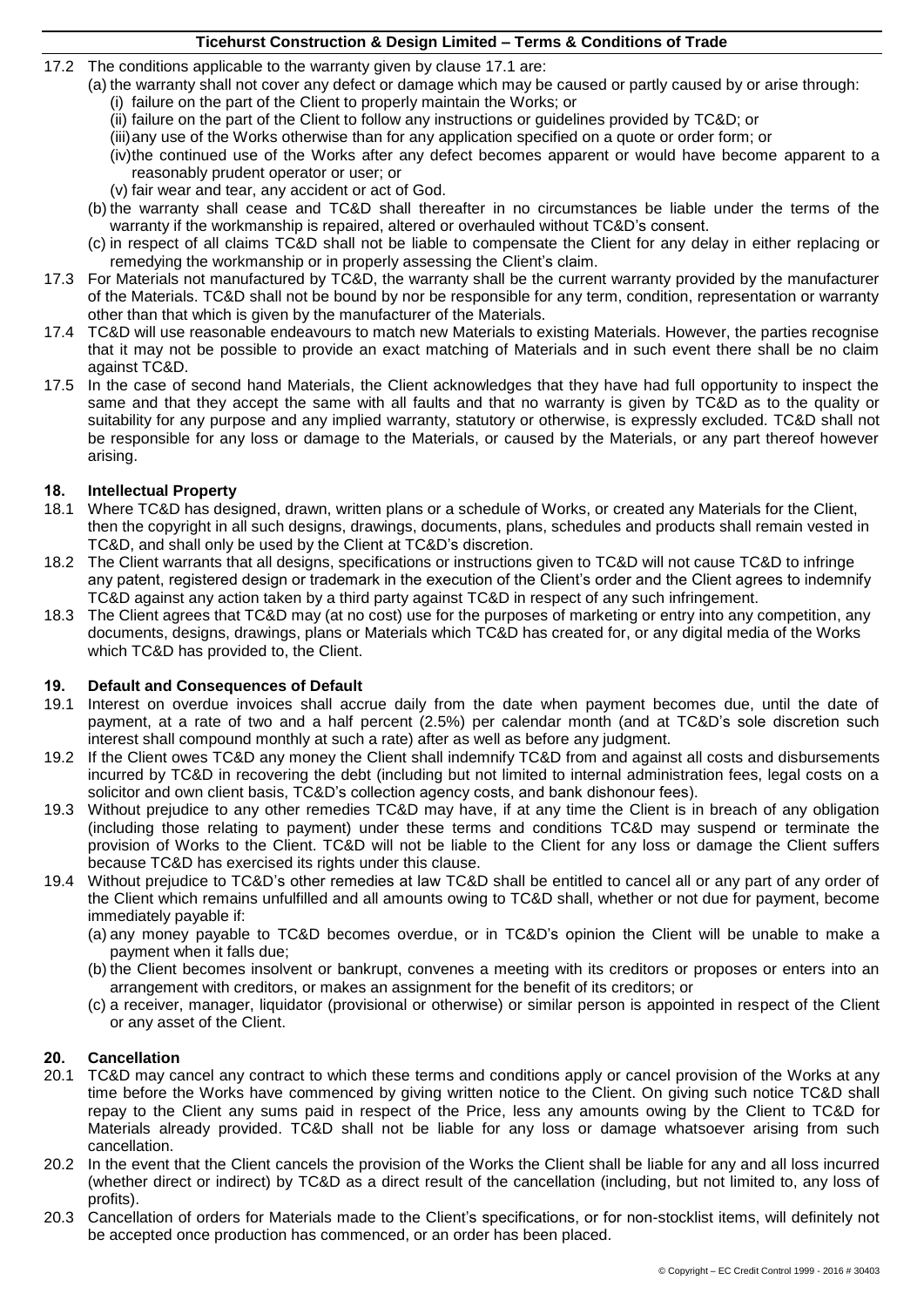17.2 The conditions applicable to the warranty given by clause 17.1 are:

(a) the warranty shall not cover any defect or damage which may be caused or partly caused by or arise through:

(i) failure on the part of the Client to properly maintain the Works; or

(ii) failure on the part of the Client to follow any instructions or guidelines provided by TC&D; or

(iii) any use of the Works otherwise than for any application specified on a quote or order form; or

(iv) the continued use of the Works after any defect becomes apparent or would have become apparent to a reasonably prudent operator or user; or

(v) fair wear and tear, any accident or act of God.

(b) the warranty shall cease and TC&D shall thereafter in no circumstances be liable under the terms of the warranty if the workmanship is repaired, altered or overhauled without TC&D's consent.

(c) in respect of all claims TC&D shall not be liable to compensate the Client for any delay in either replacing or remedying the workmanship or in properly assessing the Client's claim.

17.3 For Materials not manufactured by TC&D, the warranty shall be the current warranty provided by the manufacturer of the Materials. TC&D shall not be bound by nor be responsible for any term, condition, representation or warranty other than that which is given by the manufacturer of the Materials.

17.4 TC&D will use reasonable endeavours to match new Materials to existing Materials. However, the parties recognise that it may not be possible to provide an exact matching of Materials and in such event there shall be no claim against TC&D.

17.5 In the case of second hand Materials, the Client acknowledges that they have had full opportunity to inspect the same and that they accept the same with all faults and that no warranty is given by TC&D as to the quality or suitability for any purpose and any implied warranty, statutory or otherwise, is expressly excluded. TC&D shall not be responsible for any loss or damage to the Materials, or caused by the Materials, or any part thereof however arising.

## 18. Intellectual Property

18.1 Where TC&D has designed, drawn, written plans or a schedule of Works, or created any Materials for the Client, then the copyright in all such designs, drawings, documents, plans, schedules and products shall remain vested in TC&D, and shall only be used by the Client at TC&D's discretion.

18.2 The Client warrants that all designs, specifications or instructions given to TC&D will not cause TC&D to infringe any patent, registered design or trademark in the execution of the Client's order and the Client agrees to indemnify TC&D against any action taken by a third party against TC&D in respect of any such infringement.

18.3 The Client agrees that TC&D may (at no cost) use for the purposes of marketing or entry into any competition, any documents, designs, drawings, plans or Materials which TC&D has created for, or any digital media of the Works which TC&D has provided to, the Client.

## 19. Default and Consequences of Default

19.1 Interest on overdue invoices shall accrue daily from the date when payment becomes due, until the date of payment, at a rate of two and a half percent (2.5%) per calendar month (and at TC&D's sole discretion such interest shall compound monthly at such a rate) after as well as before any judgment.

19.2 If the Client owes TC&D any money the Client shall indemnify TC&D from and against all costs and disbursements incurred by TC&D in recovering the debt (including but not limited to internal administration fees, legal costs on a solicitor and own client basis, TC&D's collection agency costs, and bank dishonour fees).

19.3 Without prejudice to any other remedies TC&D may have, if at any time the Client is in breach of any obligation (including those relating to payment) under these terms and conditions TC&D may suspend or terminate the provision of Works to the Client. TC&D will not be liable to the Client for any loss or damage the Client suffers because TC&D has exercised its rights under this clause.

19.4 Without prejudice to TC&D's other remedies at law TC&D shall be entitled to cancel all or any part of any order of the Client which remains unfulfilled and all amounts owing to TC&D shall, whether or not due for payment, become immediately payable if:

(a) any money payable to TC&D becomes overdue, or in TC&D's opinion the Client will be unable to make a payment when it falls due;

(b) the Client becomes insolvent or bankrupt, convenes a meeting with its creditors or proposes or enters into an arrangement with creditors, or makes an assignment for the benefit of its creditors; or

(c) a receiver, manager, liquidator (provisional or otherwise) or similar person is appointed in respect of the Client or any asset of the Client.

## 20. Cancellation

20.1 TC&D may cancel any contract to which these terms and conditions apply or cancel provision of the Works at any time before the Works have commenced by giving written notice to the Client. On giving such notice TC&D shall repay to the Client any sums paid in respect of the Price, less any amounts owing by the Client to TC&D for Materials already provided. TC&D shall not be liable for any loss or damage whatsoever arising from such cancellation.

20.2 In the event that the Client cancels the provision of the Works the Client shall be liable for any and all loss incurred (whether direct or indirect) by TC&D as a direct result of the cancellation (including, but not limited to, any loss of profits).

20.3 Cancellation of orders for Materials made to the Client's specifications, or for non-stocklist items, will definitely not be accepted once production has commenced, or an order has been placed.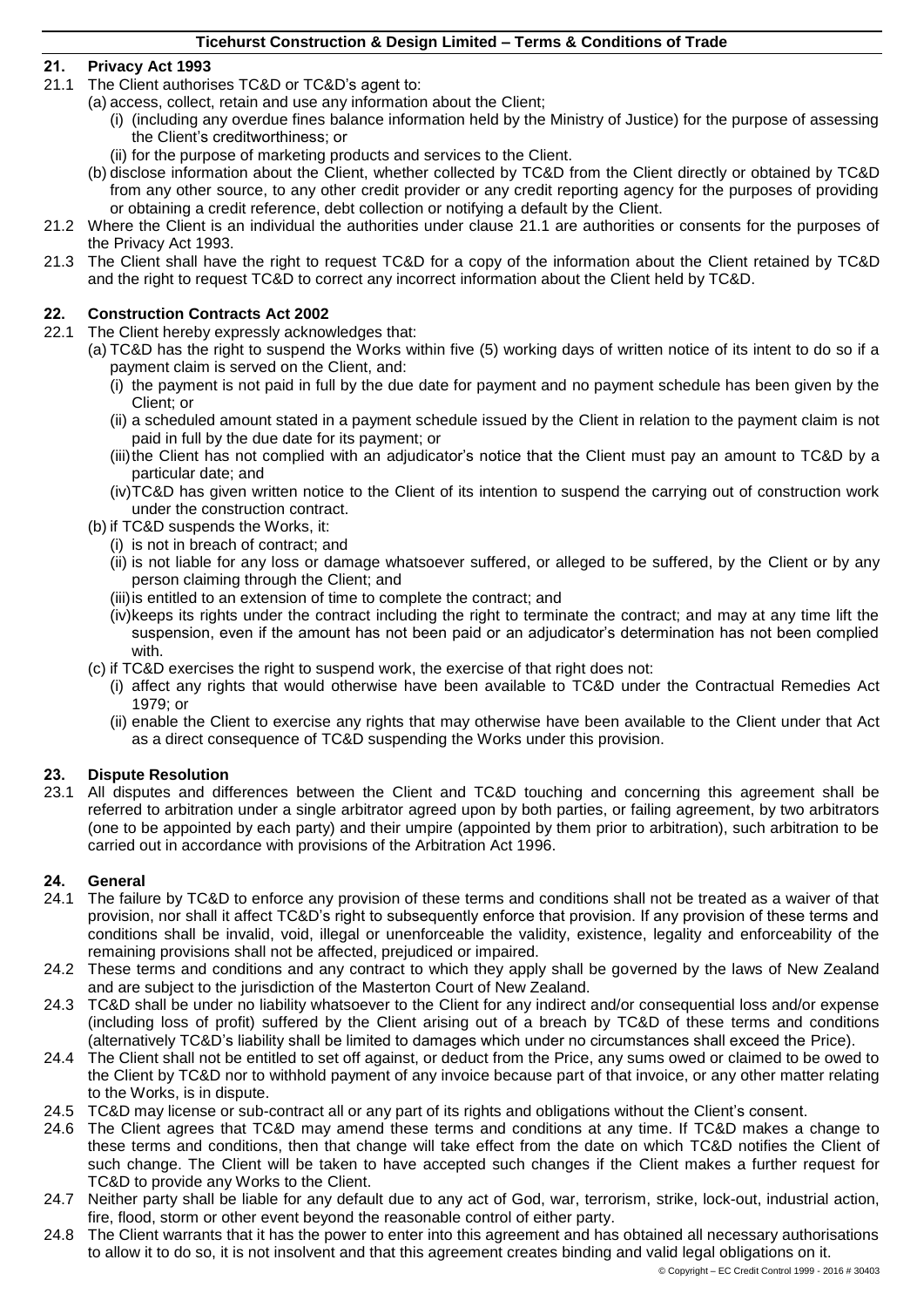## 21. Privacy Act 1993

21.1 The Client authorises TC&D or TC&D's agent to:

(a) access, collect, retain and use any information about the Client;

(i) (including any overdue fines balance information held by the Ministry of Justice) for the purpose of assessing the Client's creditworthiness; or

(ii) for the purpose of marketing products and services to the Client.

(b) disclose information about the Client, whether collected by TC&D from the Client directly or obtained by TC&D from any other source, to any other credit provider or any credit reporting agency for the purposes of providing or obtaining a credit reference, debt collection or notifying a default by the Client.

21.2 Where the Client is an individual the authorities under clause 21.1 are authorities or consents for the purposes of the Privacy Act 1993.

21.3 The Client shall have the right to request TC&D for a copy of the information about the Client retained by TC&D and the right to request TC&D to correct any incorrect information about the Client held by TC&D.

## 22. Construction Contracts Act 2002

22.1 The Client hereby expressly acknowledges that:

(a) TC&D has the right to suspend the Works within five (5) working days of written notice of its intent to do so if a payment claim is served on the Client, and:

(i) the payment is not paid in full by the due date for payment and no payment schedule has been given by the Client; or

(ii) a scheduled amount stated in a payment schedule issued by the Client in relation to the payment claim is not paid in full by the due date for its payment; or

(iii) the Client has not complied with an adjudicator's notice that the Client must pay an amount to TC&D by a particular date; and

(iv) TC&D has given written notice to the Client of its intention to suspend the carrying out of construction work under the construction contract.

(b) if TC&D suspends the Works, it:

(i) is not in breach of contract; and

(ii) is not liable for any loss or damage whatsoever suffered, or alleged to be suffered, by the Client or by any person claiming through the Client; and

(iii) is entitled to an extension of time to complete the contract; and

(iv) keeps its rights under the contract including the right to terminate the contract; and may at any time lift the suspension, even if the amount has not been paid or an adjudicator's determination has not been complied with.

(c) if TC&D exercises the right to suspend work, the exercise of that right does not:

(i) affect any rights that would otherwise have been available to TC&D under the Contractual Remedies Act 1979; or

(ii) enable the Client to exercise any rights that may otherwise have been available to the Client under that Act as a direct consequence of TC&D suspending the Works under this provision.

## 23. Dispute Resolution

23.1 All disputes and differences between the Client and TC&D touching and concerning this agreement shall be referred to arbitration under a single arbitrator agreed upon by both parties, or failing agreement, by two arbitrators (one to be appointed by each party) and their umpire (appointed by them prior to arbitration), such arbitration to be carried out in accordance with provisions of the Arbitration Act 1996.

## 24. General

24.1 The failure by TC&D to enforce any provision of these terms and conditions shall not be treated as a waiver of that provision, nor shall it affect TC&D's right to subsequently enforce that provision. If any provision of these terms and conditions shall be invalid, void, illegal or unenforceable the validity, existence, legality and enforceability of the remaining provisions shall not be affected, prejudiced or impaired.

24.2 These terms and conditions and any contract to which they apply shall be governed by the laws of New Zealand and are subject to the jurisdiction of the Masterton Court of New Zealand.

24.3 TC&D shall be under no liability whatsoever to the Client for any indirect and/or consequential loss and/or expense (including loss of profit) suffered by the Client arising out of a breach by TC&D of these terms and conditions (alternatively TC&D's liability shall be limited to damages which under no circumstances shall exceed the Price).

24.4 The Client shall not be entitled to set off against, or deduct from the Price, any sums owed or claimed to be owed to the Client by TC&D nor to withhold payment of any invoice because part of that invoice, or any other matter relating to the Works, is in dispute.

24.5 TC&D may license or sub-contract all or any part of its rights and obligations without the Client's consent.

24.6 The Client agrees that TC&D may amend these terms and conditions at any time. If TC&D makes a change to these terms and conditions, then that change will take effect from the date on which TC&D notifies the Client of such change. The Client will be taken to have accepted such changes if the Client makes a further request for TC&D to provide any Works to the Client.

24.7 Neither party shall be liable for any default due to any act of God, war, terrorism, strike, lock-out, industrial action, fire, flood, storm or other event beyond the reasonable control of either party.

24.8 The Client warrants that it has the power to enter into this agreement and has obtained all necessary authorisations to allow it to do so, it is not insolvent and that this agreement creates binding and valid legal obligations on it.

© Copyright – EC Credit Control 1999 - 2016 # 30403